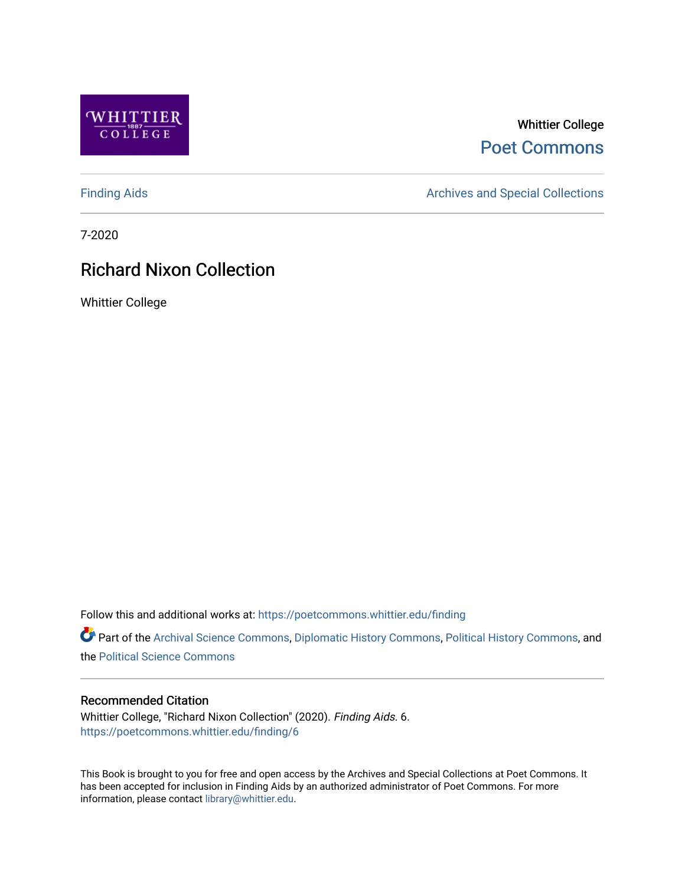Whittier College

Poet Commons

Finding Aids | Archives and Special Collections

7-2020

# Richard Nixon Collection

Whittier College

Follow this and additional works at: https://poetcommons.whittier.edu/finding

Part of the Archival Science Commons, Diplomatic History Commons, Political History Commons, and the Political Science Commons

## Recommended Citation

Whittier College, "Richard Nixon Collection" (2020). *Finding Aids*. 6.
https://poetcommons.whittier.edu/finding/6

This Book is brought to you for free and open access by the Archives and Special Collections at Poet Commons. It has been accepted for inclusion in Finding Aids by an authorized administrator of Poet Commons. For more information, please contact library@whittier.edu.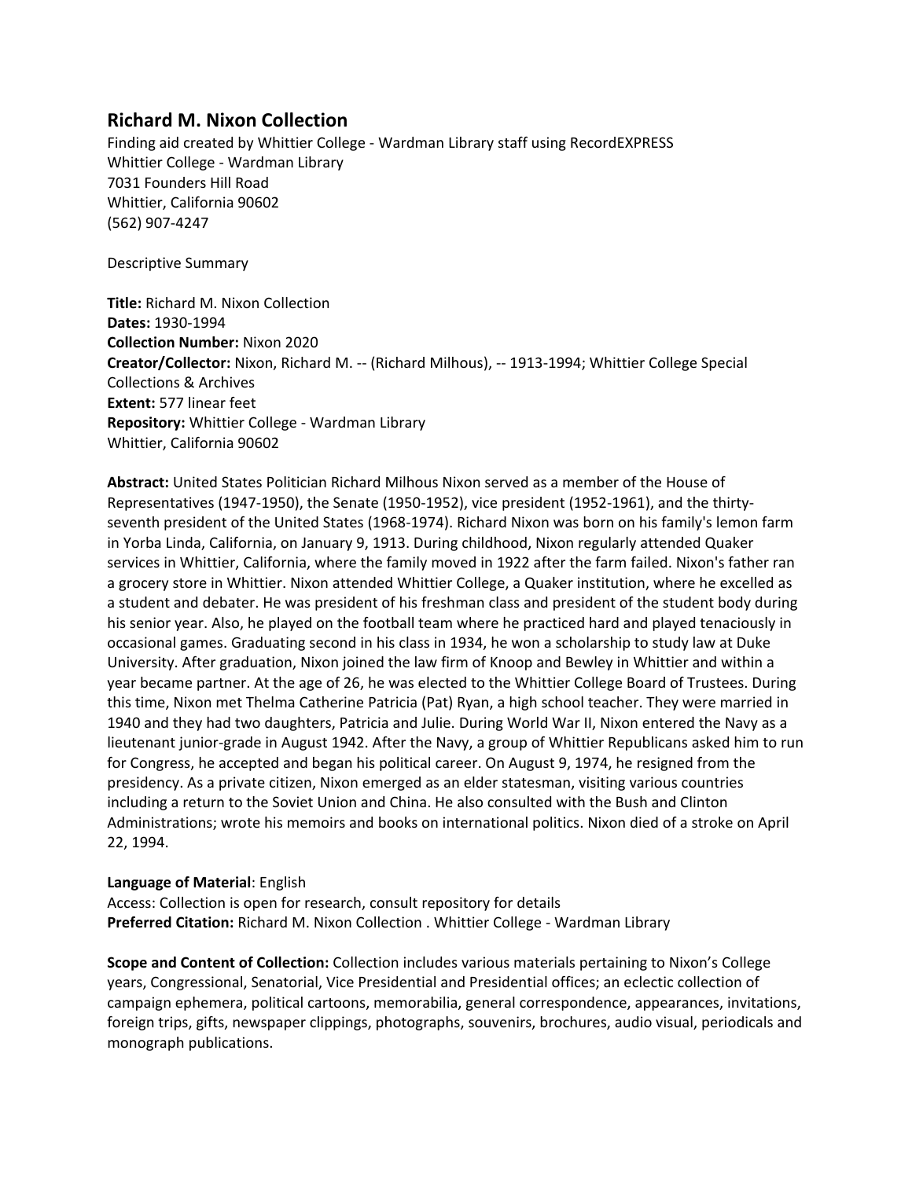## Richard M. Nixon Collection

Finding aid created by Whittier College - Wardman Library staff using RecordEXPRESS
Whittier College - Wardman Library
7031 Founders Hill Road
Whittier, California 90602
(562) 907-4247

Descriptive Summary

**Title:** Richard M. Nixon Collection
**Dates:** 1930-1994
**Collection Number:** Nixon 2020
**Creator/Collector:** Nixon, Richard M. -- (Richard Milhous), -- 1913-1994; Whittier College Special Collections & Archives
**Extent:** 577 linear feet
**Repository:** Whittier College - Wardman Library
Whittier, California 90602

**Abstract:** United States Politician Richard Milhous Nixon served as a member of the House of Representatives (1947-1950), the Senate (1950-1952), vice president (1952-1961), and the thirty-seventh president of the United States (1968-1974). Richard Nixon was born on his family's lemon farm in Yorba Linda, California, on January 9, 1913. During childhood, Nixon regularly attended Quaker services in Whittier, California, where the family moved in 1922 after the farm failed. Nixon's father ran a grocery store in Whittier. Nixon attended Whittier College, a Quaker institution, where he excelled as a student and debater. He was president of his freshman class and president of the student body during his senior year. Also, he played on the football team where he practiced hard and played tenaciously in occasional games. Graduating second in his class in 1934, he won a scholarship to study law at Duke University. After graduation, Nixon joined the law firm of Knoop and Bewley in Whittier and within a year became partner. At the age of 26, he was elected to the Whittier College Board of Trustees. During this time, Nixon met Thelma Catherine Patricia (Pat) Ryan, a high school teacher. They were married in 1940 and they had two daughters, Patricia and Julie. During World War II, Nixon entered the Navy as a lieutenant junior-grade in August 1942. After the Navy, a group of Whittier Republicans asked him to run for Congress, he accepted and began his political career. On August 9, 1974, he resigned from the presidency. As a private citizen, Nixon emerged as an elder statesman, visiting various countries including a return to the Soviet Union and China. He also consulted with the Bush and Clinton Administrations; wrote his memoirs and books on international politics. Nixon died of a stroke on April 22, 1994.

**Language of Material**: English
Access: Collection is open for research, consult repository for details
**Preferred Citation:** Richard M. Nixon Collection . Whittier College - Wardman Library

**Scope and Content of Collection:** Collection includes various materials pertaining to Nixon's College years, Congressional, Senatorial, Vice Presidential and Presidential offices; an eclectic collection of campaign ephemera, political cartoons, memorabilia, general correspondence, appearances, invitations, foreign trips, gifts, newspaper clippings, photographs, souvenirs, brochures, audio visual, periodicals and monograph publications.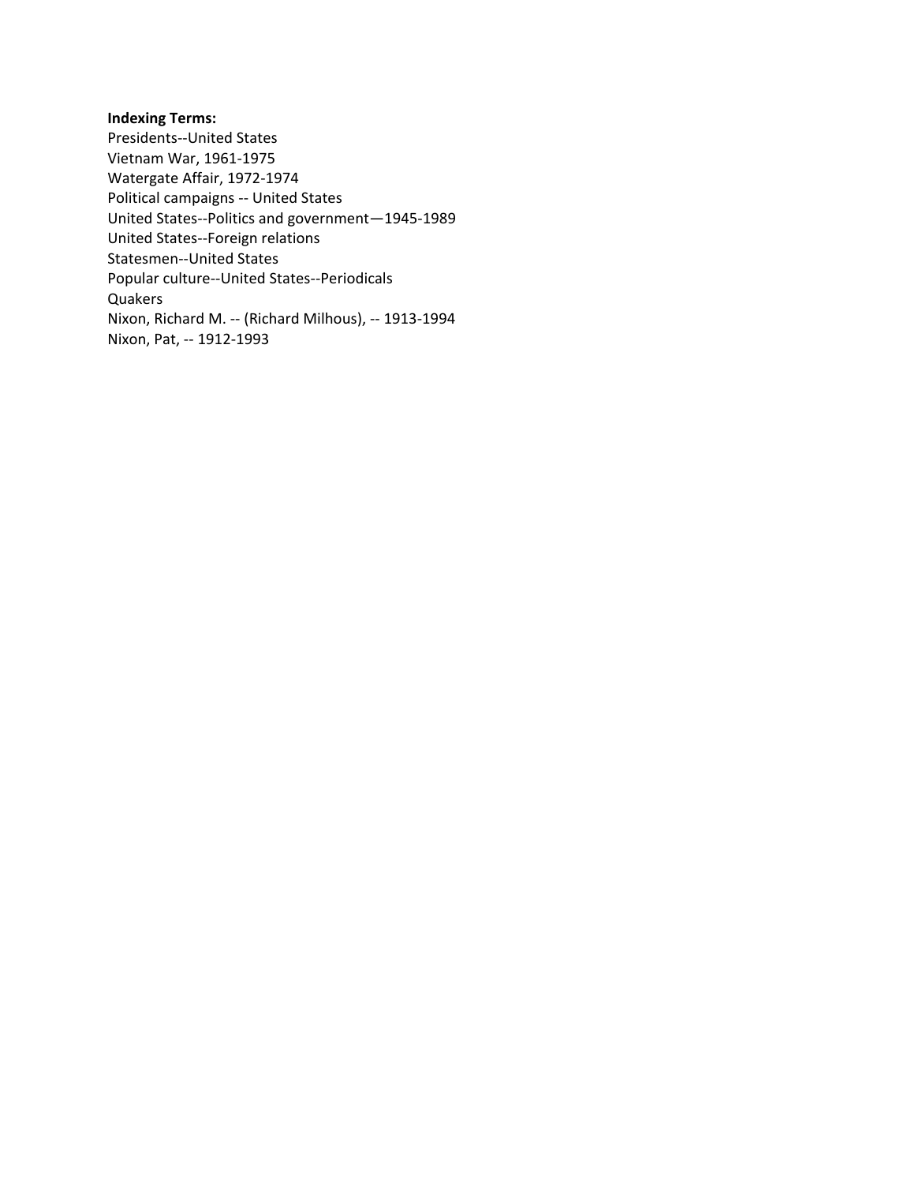**Indexing Terms:**

Presidents--United States
Vietnam War, 1961-1975
Watergate Affair, 1972-1974
Political campaigns -- United States
United States--Politics and government—1945-1989
United States--Foreign relations
Statesmen--United States
Popular culture--United States--Periodicals
Quakers
Nixon, Richard M. -- (Richard Milhous), -- 1913-1994
Nixon, Pat, -- 1912-1993